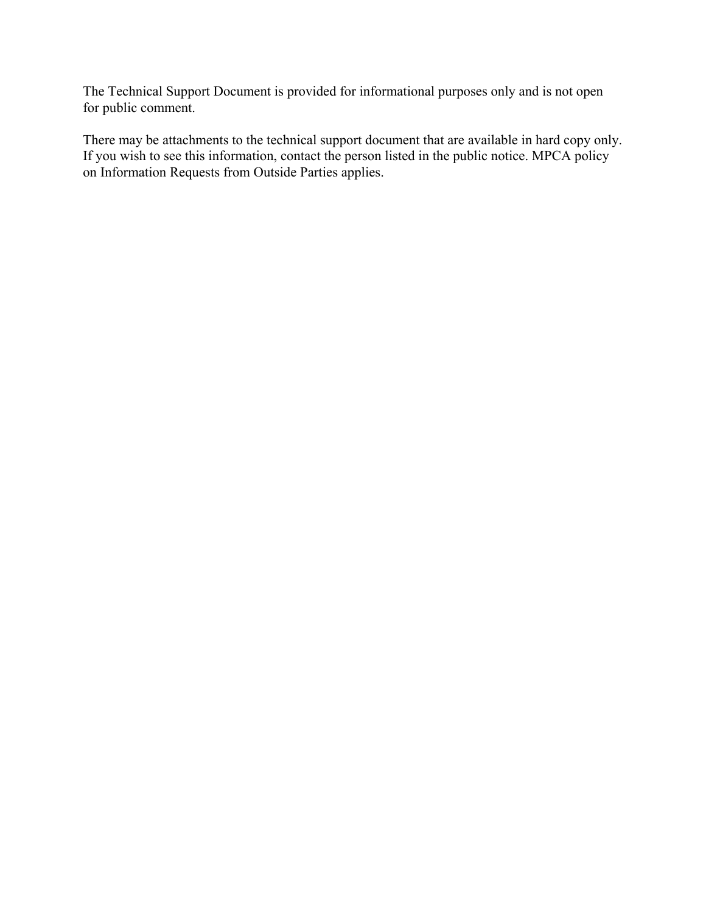The Technical Support Document is provided for informational purposes only and is not open for public comment.

There may be attachments to the technical support document that are available in hard copy only. If you wish to see this information, contact the person listed in the public notice. MPCA policy on Information Requests from Outside Parties applies.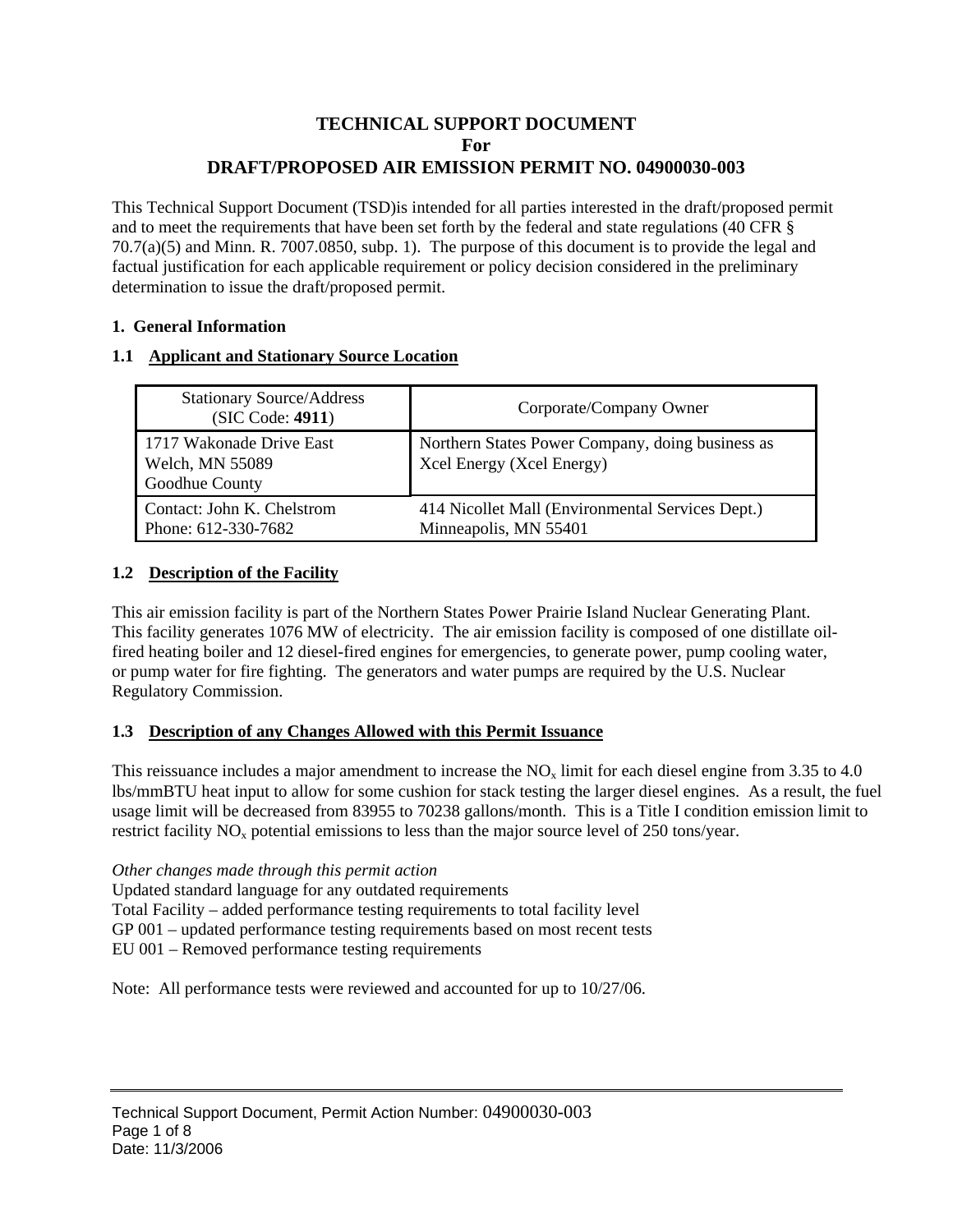# TECHNICAL SUPPORT DOCUMENT
# For
# DRAFT/PROPOSED AIR EMISSION PERMIT NO. 04900030-003

This Technical Support Document (TSD)is intended for all parties interested in the draft/proposed permit and to meet the requirements that have been set forth by the federal and state regulations (40 CFR § 70.7(a)(5) and Minn. R. 7007.0850, subp. 1). The purpose of this document is to provide the legal and factual justification for each applicable requirement or policy decision considered in the preliminary determination to issue the draft/proposed permit.

## 1. General Information

### 1.1 Applicant and Stationary Source Location

| Stationary Source/Address (SIC Code: **4911**) | Corporate/Company Owner |
|---|---|
| 1717 Wakonade Drive East<br>Welch, MN 55089<br>Goodhue County | Northern States Power Company, doing business as Xcel Energy (Xcel Energy) |
| Contact: John K. Chelstrom<br>Phone: 612-330-7682 | 414 Nicollet Mall (Environmental Services Dept.)<br>Minneapolis, MN 55401 |

### 1.2 Description of the Facility

This air emission facility is part of the Northern States Power Prairie Island Nuclear Generating Plant. This facility generates 1076 MW of electricity. The air emission facility is composed of one distillate oil-fired heating boiler and 12 diesel-fired engines for emergencies, to generate power, pump cooling water, or pump water for fire fighting. The generators and water pumps are required by the U.S. Nuclear Regulatory Commission.

### 1.3 Description of any Changes Allowed with this Permit Issuance

This reissuance includes a major amendment to increase the $NO_x$ limit for each diesel engine from 3.35 to 4.0 lbs/mmBTU heat input to allow for some cushion for stack testing the larger diesel engines. As a result, the fuel usage limit will be decreased from 83955 to 70238 gallons/month. This is a Title I condition emission limit to restrict facility $NO_x$ potential emissions to less than the major source level of 250 tons/year.

*Other changes made through this permit action*

Updated standard language for any outdated requirements
Total Facility – added performance testing requirements to total facility level
GP 001 – updated performance testing requirements based on most recent tests
EU 001 – Removed performance testing requirements

Note: All performance tests were reviewed and accounted for up to 10/27/06.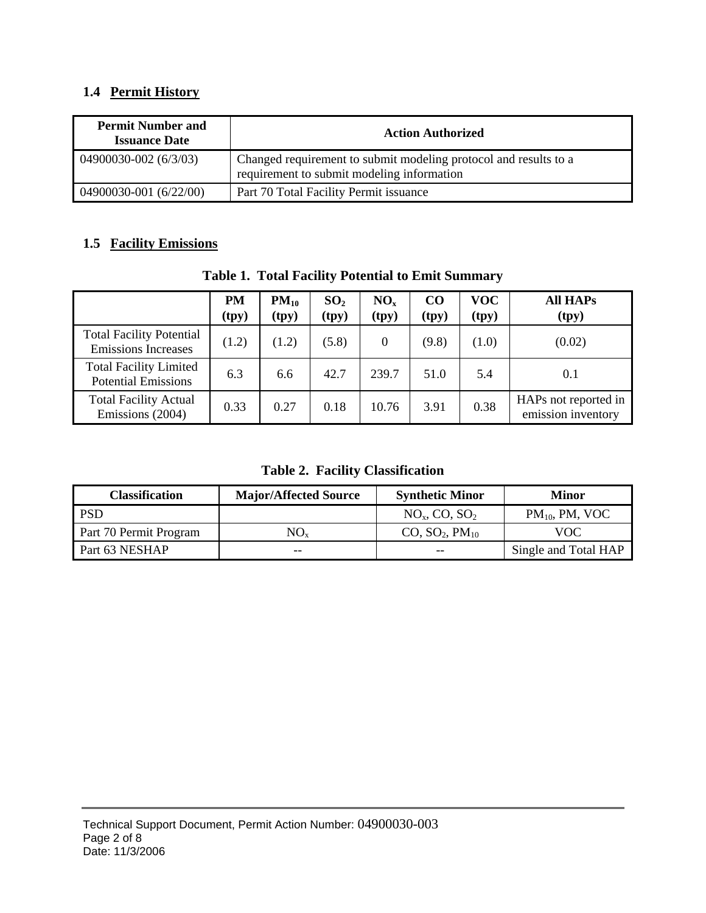## 1.4 Permit History

| Permit Number and Issuance Date | Action Authorized |
|---|---|
| 04900030-002 (6/3/03) | Changed requirement to submit modeling protocol and results to a requirement to submit modeling information |
| 04900030-001 (6/22/00) | Part 70 Total Facility Permit issuance |

## 1.5 Facility Emissions

**Table 1. Total Facility Potential to Emit Summary**

| | PM (tpy) | $PM_{10}$ (tpy) | $SO_2$ (tpy) | $NO_x$ (tpy) | CO (tpy) | VOC (tpy) | All HAPs (tpy) |
|---|---|---|---|---|---|---|---|
| Total Facility Potential Emissions Increases | (1.2) | (1.2) | (5.8) | 0 | (9.8) | (1.0) | (0.02) |
| Total Facility Limited Potential Emissions | 6.3 | 6.6 | 42.7 | 239.7 | 51.0 | 5.4 | 0.1 |
| Total Facility Actual Emissions (2004) | 0.33 | 0.27 | 0.18 | 10.76 | 3.91 | 0.38 | HAPs not reported in emission inventory |

**Table 2. Facility Classification**

| Classification | Major/Affected Source | Synthetic Minor | Minor |
|---|---|---|---|
| PSD | | $NO_x$, CO, $SO_2$ | $PM_{10}$, PM, VOC |
| Part 70 Permit Program | $NO_x$ | CO, $SO_2$, $PM_{10}$ | VOC |
| Part 63 NESHAP | -- | -- | Single and Total HAP |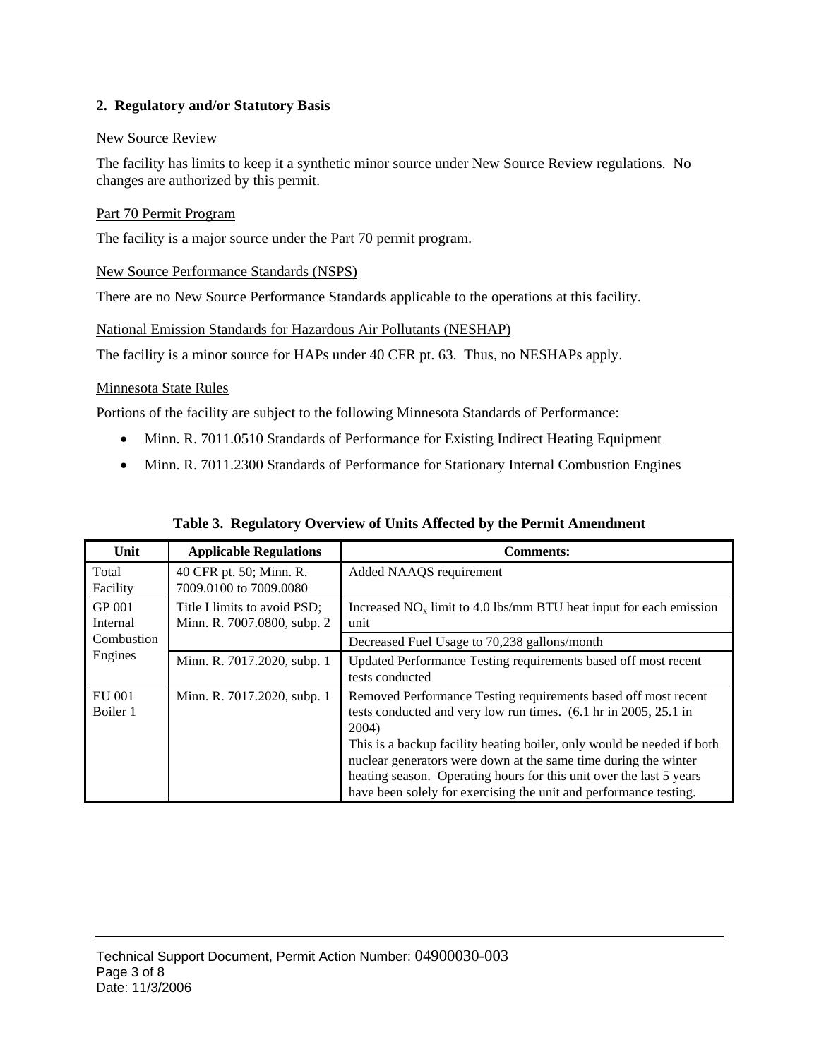## 2. Regulatory and/or Statutory Basis

New Source Review

The facility has limits to keep it a synthetic minor source under New Source Review regulations. No changes are authorized by this permit.

Part 70 Permit Program

The facility is a major source under the Part 70 permit program.

New Source Performance Standards (NSPS)

There are no New Source Performance Standards applicable to the operations at this facility.

National Emission Standards for Hazardous Air Pollutants (NESHAP)

The facility is a minor source for HAPs under 40 CFR pt. 63. Thus, no NESHAPs apply.

Minnesota State Rules

Portions of the facility are subject to the following Minnesota Standards of Performance:

- Minn. R. 7011.0510 Standards of Performance for Existing Indirect Heating Equipment
- Minn. R. 7011.2300 Standards of Performance for Stationary Internal Combustion Engines

**Table 3. Regulatory Overview of Units Affected by the Permit Amendment**

| Unit | Applicable Regulations | Comments: |
|---|---|---|
| Total Facility | 40 CFR pt. 50; Minn. R. 7009.0100 to 7009.0080 | Added NAAQS requirement |
| GP 001 Internal Combustion Engines | Title I limits to avoid PSD; Minn. R. 7007.0800, subp. 2 | Increased $NO_x$ limit to 4.0 lbs/mm BTU heat input for each emission unit |
| | | Decreased Fuel Usage to 70,238 gallons/month |
| | Minn. R. 7017.2020, subp. 1 | Updated Performance Testing requirements based off most recent tests conducted |
| EU 001 Boiler 1 | Minn. R. 7017.2020, subp. 1 | Removed Performance Testing requirements based off most recent tests conducted and very low run times. (6.1 hr in 2005, 25.1 in 2004) This is a backup facility heating boiler, only would be needed if both nuclear generators were down at the same time during the winter heating season. Operating hours for this unit over the last 5 years have been solely for exercising the unit and performance testing. |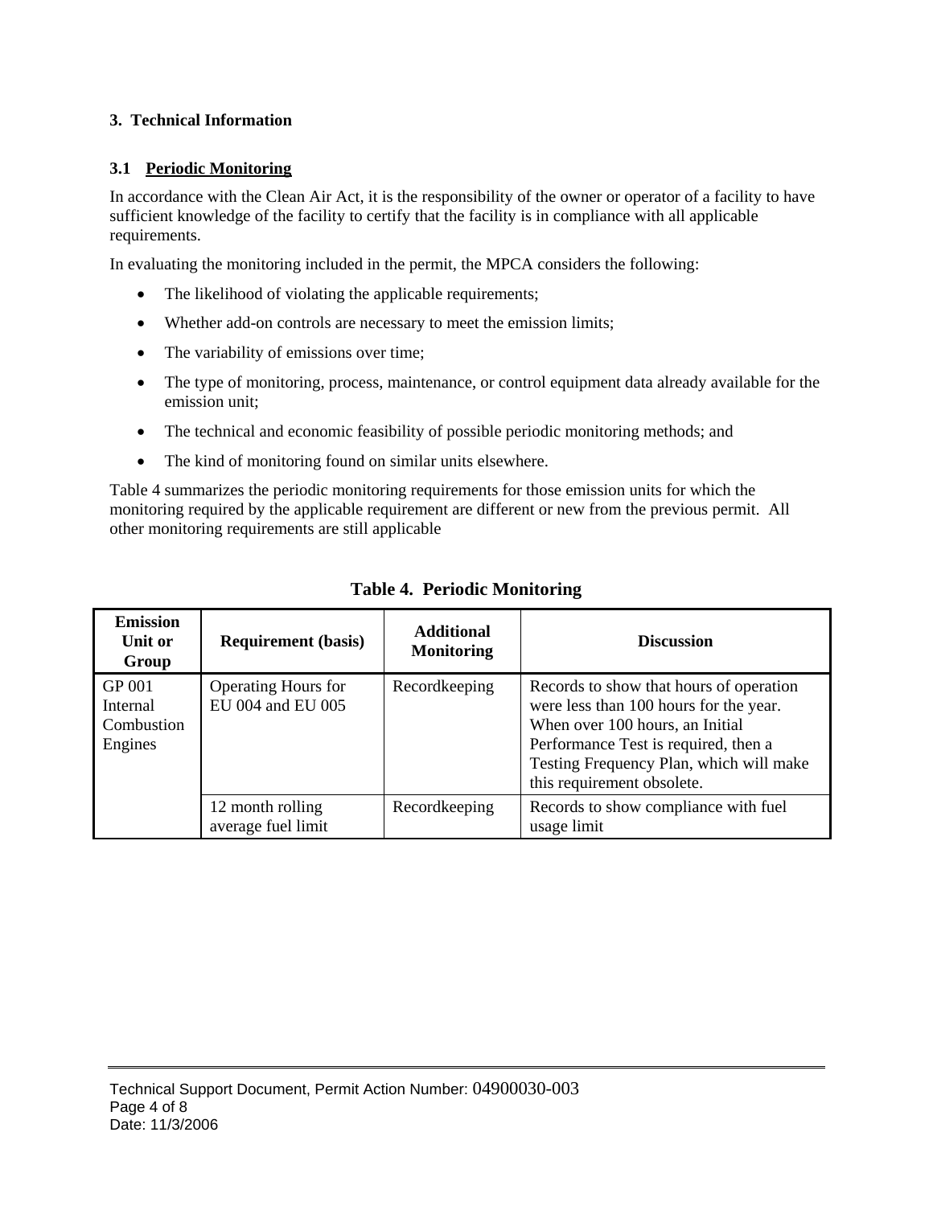## 3. Technical Information

### 3.1 Periodic Monitoring

In accordance with the Clean Air Act, it is the responsibility of the owner or operator of a facility to have sufficient knowledge of the facility to certify that the facility is in compliance with all applicable requirements.

In evaluating the monitoring included in the permit, the MPCA considers the following:

- The likelihood of violating the applicable requirements;
- Whether add-on controls are necessary to meet the emission limits;
- The variability of emissions over time;
- The type of monitoring, process, maintenance, or control equipment data already available for the emission unit;
- The technical and economic feasibility of possible periodic monitoring methods; and
- The kind of monitoring found on similar units elsewhere.

Table 4 summarizes the periodic monitoring requirements for those emission units for which the monitoring required by the applicable requirement are different or new from the previous permit. All other monitoring requirements are still applicable

**Table 4. Periodic Monitoring**

| Emission Unit or Group | Requirement (basis) | Additional Monitoring | Discussion |
|---|---|---|---|
| GP 001 Internal Combustion Engines | Operating Hours for EU 004 and EU 005 | Recordkeeping | Records to show that hours of operation were less than 100 hours for the year. When over 100 hours, an Initial Performance Test is required, then a Testing Frequency Plan, which will make this requirement obsolete. |
| | 12 month rolling average fuel limit | Recordkeeping | Records to show compliance with fuel usage limit |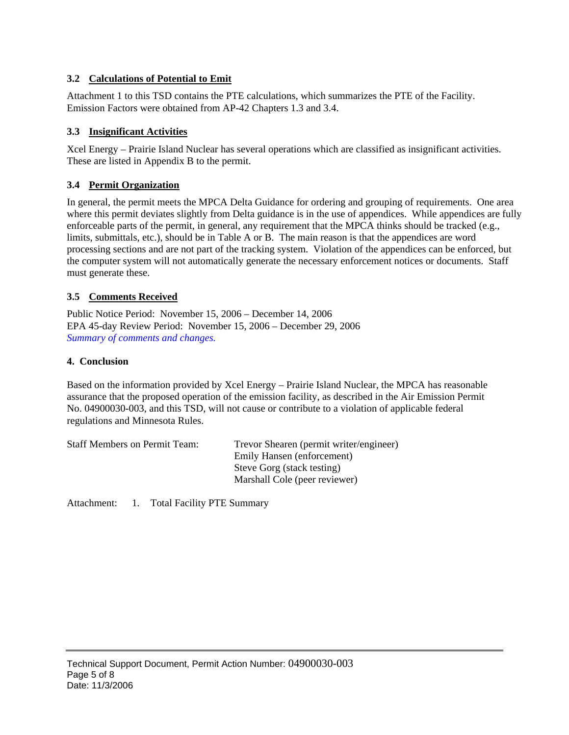### 3.2 Calculations of Potential to Emit

Attachment 1 to this TSD contains the PTE calculations, which summarizes the PTE of the Facility. Emission Factors were obtained from AP-42 Chapters 1.3 and 3.4.

### 3.3 Insignificant Activities

Xcel Energy – Prairie Island Nuclear has several operations which are classified as insignificant activities. These are listed in Appendix B to the permit.

### 3.4 Permit Organization

In general, the permit meets the MPCA Delta Guidance for ordering and grouping of requirements. One area where this permit deviates slightly from Delta guidance is in the use of appendices. While appendices are fully enforceable parts of the permit, in general, any requirement that the MPCA thinks should be tracked (e.g., limits, submittals, etc.), should be in Table A or B. The main reason is that the appendices are word processing sections and are not part of the tracking system. Violation of the appendices can be enforced, but the computer system will not automatically generate the necessary enforcement notices or documents. Staff must generate these.

### 3.5 Comments Received

Public Notice Period: November 15, 2006 – December 14, 2006
EPA 45-day Review Period: November 15, 2006 – December 29, 2006
*Summary of comments and changes.*

## 4. Conclusion

Based on the information provided by Xcel Energy – Prairie Island Nuclear, the MPCA has reasonable assurance that the proposed operation of the emission facility, as described in the Air Emission Permit No. 04900030-003, and this TSD, will not cause or contribute to a violation of applicable federal regulations and Minnesota Rules.

Staff Members on Permit Team:
- Trevor Shearen (permit writer/engineer)
- Emily Hansen (enforcement)
- Steve Gorg (stack testing)
- Marshall Cole (peer reviewer)

Attachment: 1. Total Facility PTE Summary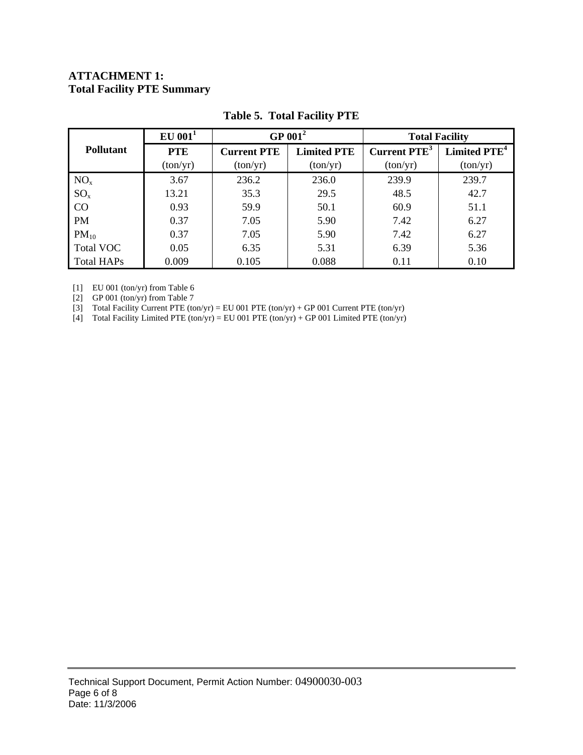**ATTACHMENT 1:**
**Total Facility PTE Summary**

**Table 5. Total Facility PTE**

| Pollutant | EU 001[1] | GP 001[2] | | Total Facility | |
|---|---|---|---|---|---|
| | PTE (ton/yr) | Current PTE (ton/yr) | Limited PTE (ton/yr) | Current PTE[3] (ton/yr) | Limited PTE[4] (ton/yr) |
| $NO_x$ | 3.67 | 236.2 | 236.0 | 239.9 | 239.7 |
| $SO_x$ | 13.21 | 35.3 | 29.5 | 48.5 | 42.7 |
| CO | 0.93 | 59.9 | 50.1 | 60.9 | 51.1 |
| PM | 0.37 | 7.05 | 5.90 | 7.42 | 6.27 |
| $PM_{10}$ | 0.37 | 7.05 | 5.90 | 7.42 | 6.27 |
| Total VOC | 0.05 | 6.35 | 5.31 | 6.39 | 5.36 |
| Total HAPs | 0.009 | 0.105 | 0.088 | 0.11 | 0.10 |

[1] EU 001 (ton/yr) from Table 6
[2] GP 001 (ton/yr) from Table 7
[3] Total Facility Current PTE (ton/yr) = EU 001 PTE (ton/yr) + GP 001 Current PTE (ton/yr)
[4] Total Facility Limited PTE (ton/yr) = EU 001 PTE (ton/yr) + GP 001 Limited PTE (ton/yr)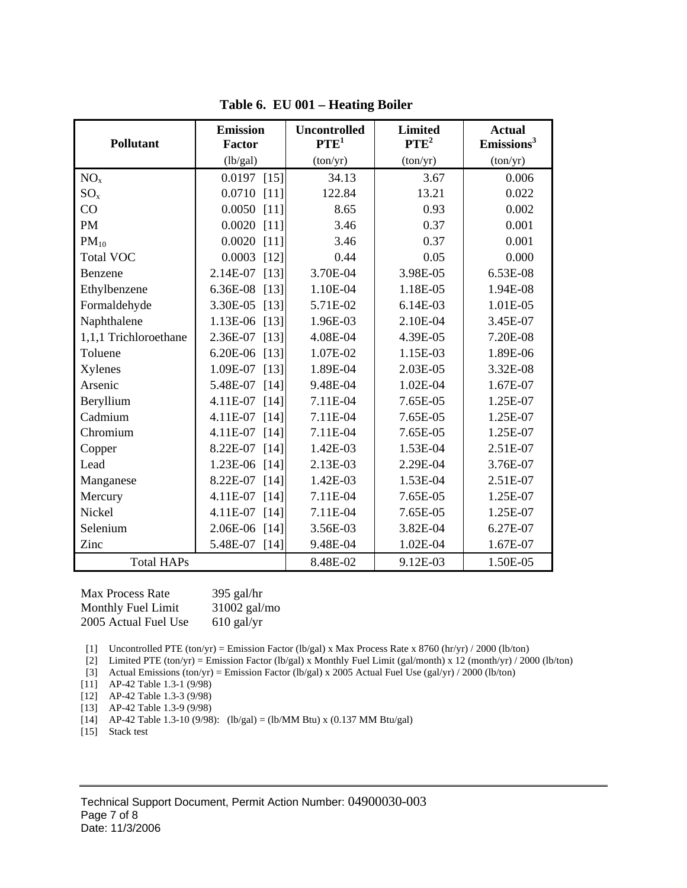**Table 6. EU 001 – Heating Boiler**

| Pollutant | Emission Factor (lb/gal) | Uncontrolled PTE[1] (ton/yr) | Limited PTE[2] (ton/yr) | Actual Emissions[3] (ton/yr) |
|---|---|---|---|---|
| $NO_x$ | 0.0197 [15] | 34.13 | 3.67 | 0.006 |
| $SO_x$ | 0.0710 [11] | 122.84 | 13.21 | 0.022 |
| CO | 0.0050 [11] | 8.65 | 0.93 | 0.002 |
| PM | 0.0020 [11] | 3.46 | 0.37 | 0.001 |
| $PM_{10}$ | 0.0020 [11] | 3.46 | 0.37 | 0.001 |
| Total VOC | 0.0003 [12] | 0.44 | 0.05 | 0.000 |
| Benzene | 2.14E-07 [13] | 3.70E-04 | 3.98E-05 | 6.53E-08 |
| Ethylbenzene | 6.36E-08 [13] | 1.10E-04 | 1.18E-05 | 1.94E-08 |
| Formaldehyde | 3.30E-05 [13] | 5.71E-02 | 6.14E-03 | 1.01E-05 |
| Naphthalene | 1.13E-06 [13] | 1.96E-03 | 2.10E-04 | 3.45E-07 |
| 1,1,1 Trichloroethane | 2.36E-07 [13] | 4.08E-04 | 4.39E-05 | 7.20E-08 |
| Toluene | 6.20E-06 [13] | 1.07E-02 | 1.15E-03 | 1.89E-06 |
| Xylenes | 1.09E-07 [13] | 1.89E-04 | 2.03E-05 | 3.32E-08 |
| Arsenic | 5.48E-07 [14] | 9.48E-04 | 1.02E-04 | 1.67E-07 |
| Beryllium | 4.11E-07 [14] | 7.11E-04 | 7.65E-05 | 1.25E-07 |
| Cadmium | 4.11E-07 [14] | 7.11E-04 | 7.65E-05 | 1.25E-07 |
| Chromium | 4.11E-07 [14] | 7.11E-04 | 7.65E-05 | 1.25E-07 |
| Copper | 8.22E-07 [14] | 1.42E-03 | 1.53E-04 | 2.51E-07 |
| Lead | 1.23E-06 [14] | 2.13E-03 | 2.29E-04 | 3.76E-07 |
| Manganese | 8.22E-07 [14] | 1.42E-03 | 1.53E-04 | 2.51E-07 |
| Mercury | 4.11E-07 [14] | 7.11E-04 | 7.65E-05 | 1.25E-07 |
| Nickel | 4.11E-07 [14] | 7.11E-04 | 7.65E-05 | 1.25E-07 |
| Selenium | 2.06E-06 [14] | 3.56E-03 | 3.82E-04 | 6.27E-07 |
| Zinc | 5.48E-07 [14] | 9.48E-04 | 1.02E-04 | 1.67E-07 |
| Total HAPs | | 8.48E-02 | 9.12E-03 | 1.50E-05 |

Max Process Rate 395 gal/hr
Monthly Fuel Limit 31002 gal/mo
2005 Actual Fuel Use 610 gal/yr

[1] Uncontrolled PTE (ton/yr) = Emission Factor (lb/gal) x Max Process Rate x 8760 (hr/yr) / 2000 (lb/ton)
[2] Limited PTE (ton/yr) = Emission Factor (lb/gal) x Monthly Fuel Limit (gal/month) x 12 (month/yr) / 2000 (lb/ton)
[3] Actual Emissions (ton/yr) = Emission Factor (lb/gal) x 2005 Actual Fuel Use (gal/yr) / 2000 (lb/ton)
[11] AP-42 Table 1.3-1 (9/98)
[12] AP-42 Table 1.3-3 (9/98)
[13] AP-42 Table 1.3-9 (9/98)
[14] AP-42 Table 1.3-10 (9/98): (lb/gal) = (lb/MM Btu) x (0.137 MM Btu/gal)
[15] Stack test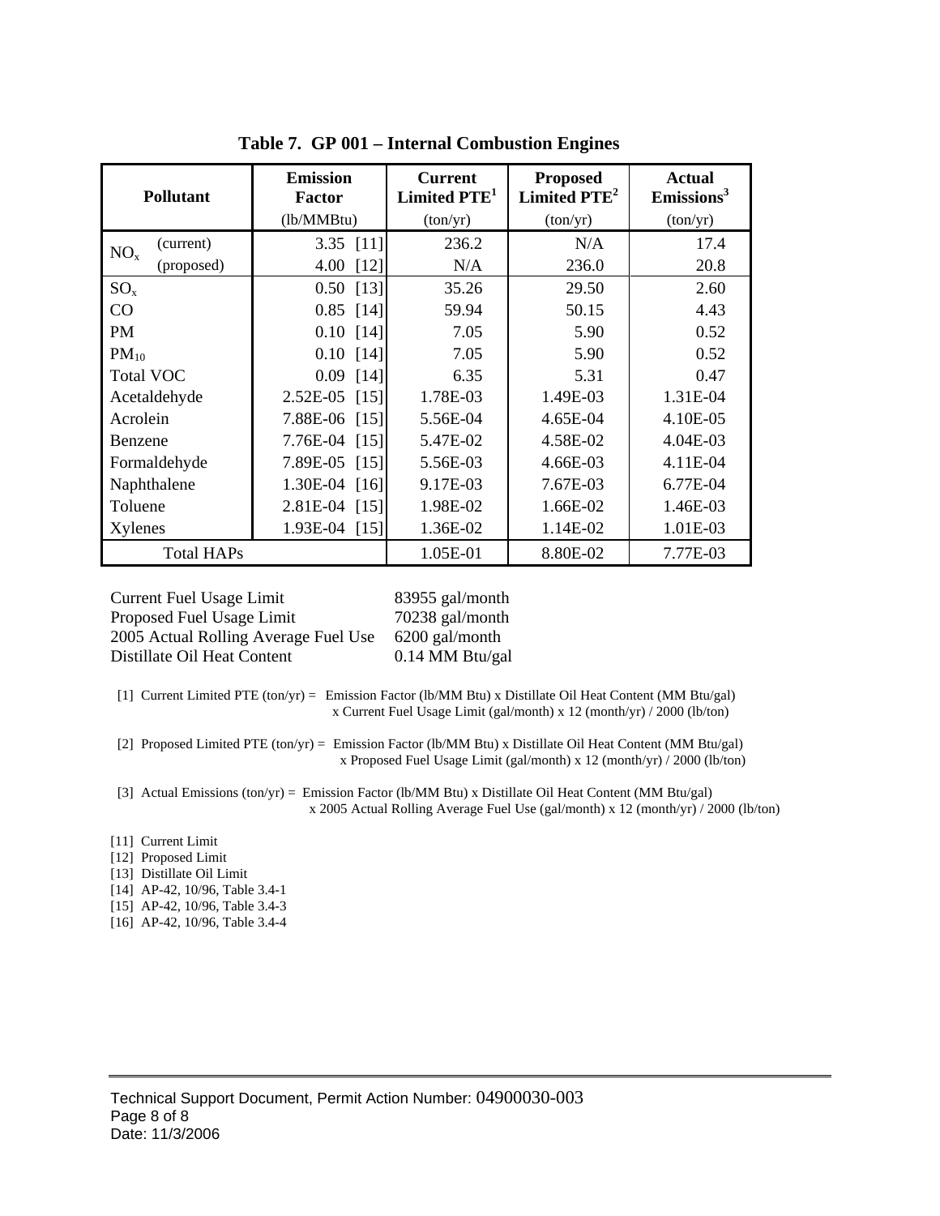**Table 7. GP 001 – Internal Combustion Engines**

| Pollutant | | Emission Factor (lb/MMBtu) | Current Limited PTE[1] (ton/yr) | Proposed Limited PTE[2] (ton/yr) | Actual Emissions[3] (ton/yr) |
|---|---|---|---|---|---|
| $NO_x$ | (current) | 3.35 [11] | 236.2 | N/A | 17.4 |
| | (proposed) | 4.00 [12] | N/A | 236.0 | 20.8 |
| $SO_x$ | | 0.50 [13] | 35.26 | 29.50 | 2.60 |
| CO | | 0.85 [14] | 59.94 | 50.15 | 4.43 |
| PM | | 0.10 [14] | 7.05 | 5.90 | 0.52 |
| $PM_{10}$ | | 0.10 [14] | 7.05 | 5.90 | 0.52 |
| Total VOC | | 0.09 [14] | 6.35 | 5.31 | 0.47 |
| Acetaldehyde | | 2.52E-05 [15] | 1.78E-03 | 1.49E-03 | 1.31E-04 |
| Acrolein | | 7.88E-06 [15] | 5.56E-04 | 4.65E-04 | 4.10E-05 |
| Benzene | | 7.76E-04 [15] | 5.47E-02 | 4.58E-02 | 4.04E-03 |
| Formaldehyde | | 7.89E-05 [15] | 5.56E-03 | 4.66E-03 | 4.11E-04 |
| Naphthalene | | 1.30E-04 [16] | 9.17E-03 | 7.67E-03 | 6.77E-04 |
| Toluene | | 2.81E-04 [15] | 1.98E-02 | 1.66E-02 | 1.46E-03 |
| Xylenes | | 1.93E-04 [15] | 1.36E-02 | 1.14E-02 | 1.01E-03 |
| Total HAPs | | | 1.05E-01 | 8.80E-02 | 7.77E-03 |

| | |
|---|---|
| Current Fuel Usage Limit | 83955 gal/month |
| Proposed Fuel Usage Limit | 70238 gal/month |
| 2005 Actual Rolling Average Fuel Use | 6200 gal/month |
| Distillate Oil Heat Content | 0.14 MM Btu/gal |

[1] Current Limited PTE (ton/yr) = Emission Factor (lb/MM Btu) x Distillate Oil Heat Content (MM Btu/gal) x Current Fuel Usage Limit (gal/month) x 12 (month/yr) / 2000 (lb/ton)

[2] Proposed Limited PTE (ton/yr) = Emission Factor (lb/MM Btu) x Distillate Oil Heat Content (MM Btu/gal) x Proposed Fuel Usage Limit (gal/month) x 12 (month/yr) / 2000 (lb/ton)

[3] Actual Emissions (ton/yr) = Emission Factor (lb/MM Btu) x Distillate Oil Heat Content (MM Btu/gal) x 2005 Actual Rolling Average Fuel Use (gal/month) x 12 (month/yr) / 2000 (lb/ton)

[11] Current Limit
[12] Proposed Limit
[13] Distillate Oil Limit
[14] AP-42, 10/96, Table 3.4-1
[15] AP-42, 10/96, Table 3.4-3
[16] AP-42, 10/96, Table 3.4-4